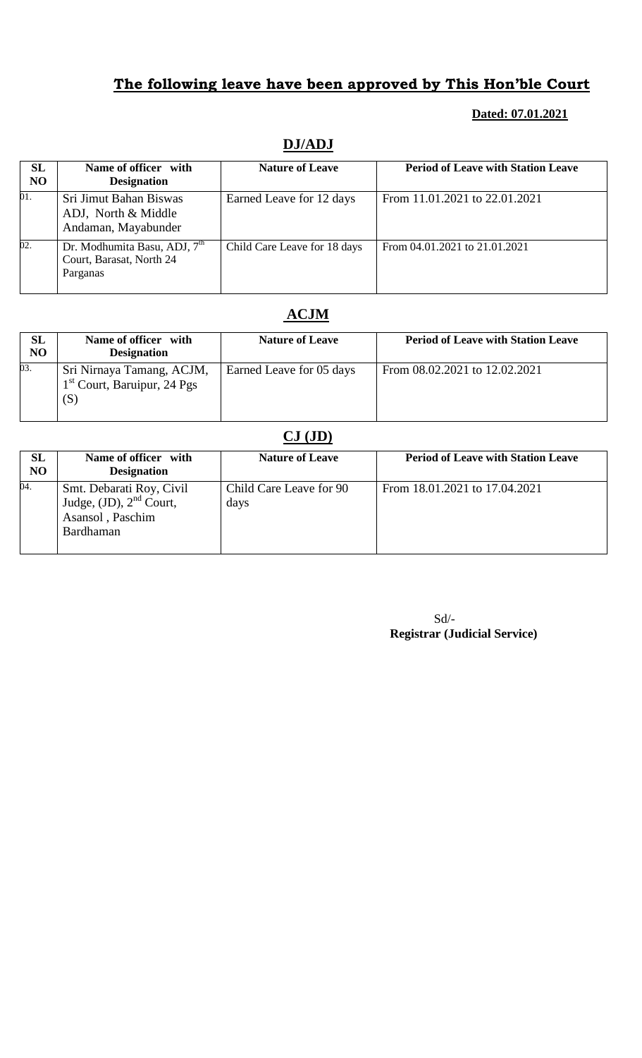# The following leave have been approved by This Hon'ble Court

**Dated: 07.01.2021**

## DJ/ADJ

| SL NO | Name of officer with Designation | Nature of Leave | Period of Leave with Station Leave |
|---|---|---|---|
| 01. | Sri Jimut Bahan Biswas ADJ, North & Middle Andaman, Mayabunder | Earned Leave for 12 days | From 11.01.2021 to 22.01.2021 |
| 02. | Dr. Modhumita Basu, ADJ, 7th Court, Barasat, North 24 Parganas | Child Care Leave for 18 days | From 04.01.2021 to 21.01.2021 |

## ACJM

| SL NO | Name of officer with Designation | Nature of Leave | Period of Leave with Station Leave |
|---|---|---|---|
| 03. | Sri Nirnaya Tamang, ACJM, 1st Court, Baruipur, 24 Pgs (S) | Earned Leave for 05 days | From 08.02.2021 to 12.02.2021 |

## CJ (JD)

| SL NO | Name of officer with Designation | Nature of Leave | Period of Leave with Station Leave |
|---|---|---|---|
| 04. | Smt. Debarati Roy, Civil Judge, (JD), 2nd Court, Asansol , Paschim Bardhaman | Child Care Leave for 90 days | From 18.01.2021 to 17.04.2021 |

Sd/-
**Registrar (Judicial Service)**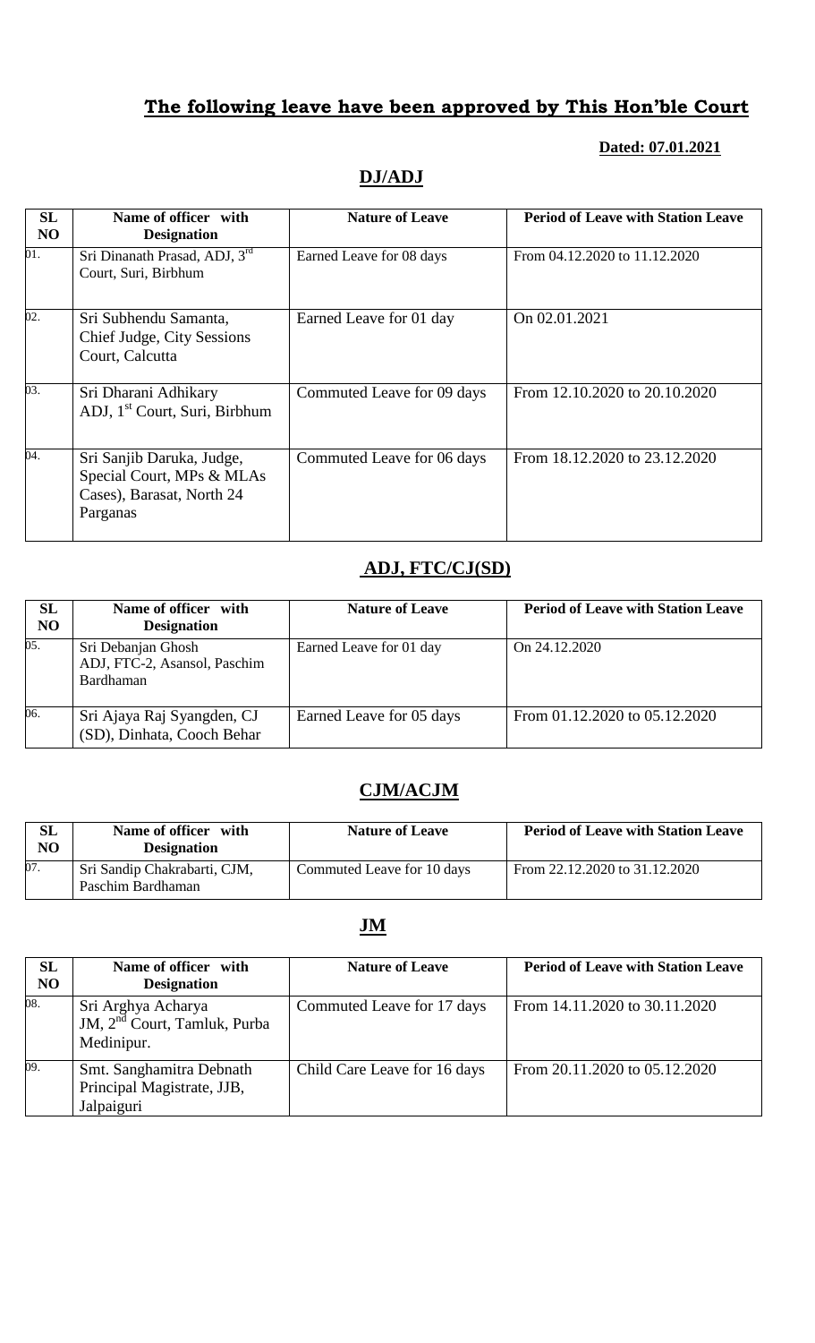# **The following leave have been approved by This Hon'ble Court**

**Dated: 07.01.2021**

## **DJ/ADJ**

| SL NO | Name of officer with Designation | Nature of Leave | Period of Leave with Station Leave |
|---|---|---|---|
| 01. | Sri Dinanath Prasad, ADJ, 3rd Court, Suri, Birbhum | Earned Leave for 08 days | From 04.12.2020 to 11.12.2020 |
| 02. | Sri Subhendu Samanta, Chief Judge, City Sessions Court, Calcutta | Earned Leave for 01 day | On 02.01.2021 |
| 03. | Sri Dharani Adhikary ADJ, 1st Court, Suri, Birbhum | Commuted Leave for 09 days | From 12.10.2020 to 20.10.2020 |
| 04. | Sri Sanjib Daruka, Judge, Special Court, MPs & MLAs Cases), Barasat, North 24 Parganas | Commuted Leave for 06 days | From 18.12.2020 to 23.12.2020 |

## **ADJ, FTC/CJ(SD)**

| SL NO | Name of officer with Designation | Nature of Leave | Period of Leave with Station Leave |
|---|---|---|---|
| 05. | Sri Debanjan Ghosh ADJ, FTC-2, Asansol, Paschim Bardhaman | Earned Leave for 01 day | On 24.12.2020 |
| 06. | Sri Ajaya Raj Syangden, CJ (SD), Dinhata, Cooch Behar | Earned Leave for 05 days | From 01.12.2020 to 05.12.2020 |

## **CJM/ACJM**

| SL NO | Name of officer with Designation | Nature of Leave | Period of Leave with Station Leave |
|---|---|---|---|
| 07. | Sri Sandip Chakrabarti, CJM, Paschim Bardhaman | Commuted Leave for 10 days | From 22.12.2020 to 31.12.2020 |

## **JM**

| SL NO | Name of officer with Designation | Nature of Leave | Period of Leave with Station Leave |
|---|---|---|---|
| 08. | Sri Arghya Acharya JM, 2nd Court, Tamluk, Purba Medinipur. | Commuted Leave for 17 days | From 14.11.2020 to 30.11.2020 |
| 09. | Smt. Sanghamitra Debnath Principal Magistrate, JJB, Jalpaiguri | Child Care Leave for 16 days | From 20.11.2020 to 05.12.2020 |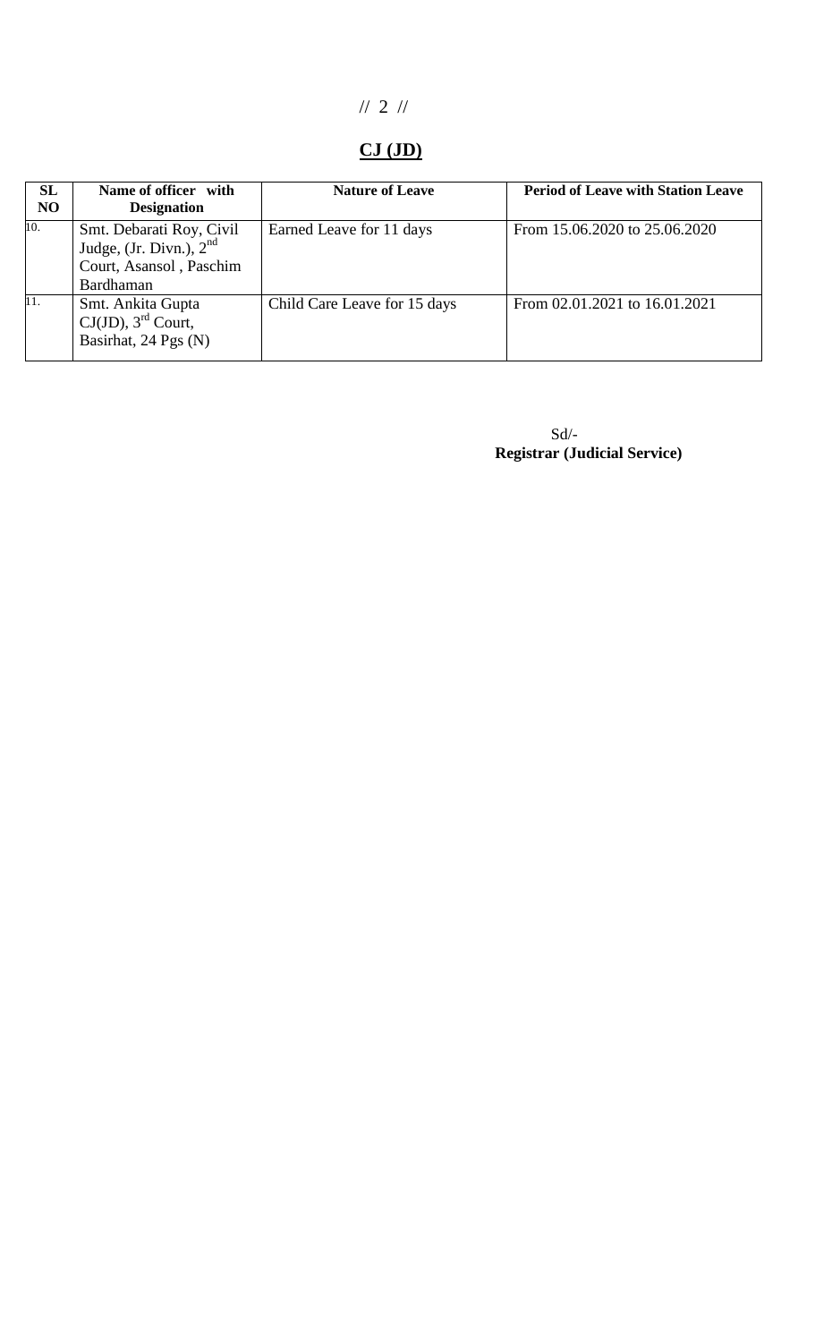## CJ (JD)

| SL NO | Name of officer with Designation | Nature of Leave | Period of Leave with Station Leave |
|---|---|---|---|
| 10. | Smt. Debarati Roy, Civil Judge, (Jr. Divn.), 2nd Court, Asansol , Paschim Bardhaman | Earned Leave for 11 days | From 15.06.2020 to 25.06.2020 |
| 11. | Smt. Ankita Gupta CJ(JD), 3rd Court, Basirhat, 24 Pgs (N) | Child Care Leave for 15 days | From 02.01.2021 to 16.01.2021 |

Sd/-
**Registrar (Judicial Service)**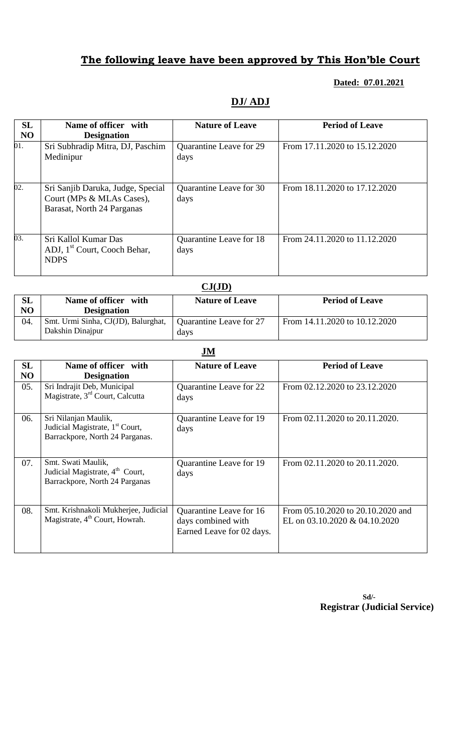# The following leave have been approved by This Hon'ble Court

**Dated: 07.01.2021**

## DJ/ ADJ

| SL NO | Name of officer with Designation | Nature of Leave | Period of Leave |
|---|---|---|---|
| 01. | Sri Subhradip Mitra, DJ, Paschim Medinipur | Quarantine Leave for 29 days | From 17.11.2020 to 15.12.2020 |
| 02. | Sri Sanjib Daruka, Judge, Special Court (MPs & MLAs Cases), Barasat, North 24 Parganas | Quarantine Leave for 30 days | From 18.11.2020 to 17.12.2020 |
| 03. | Sri Kallol Kumar Das ADJ, 1st Court, Cooch Behar, NDPS | Quarantine Leave for 18 days | From 24.11.2020 to 11.12.2020 |

## CJ(JD)

| SL NO | Name of officer with Designation | Nature of Leave | Period of Leave |
|---|---|---|---|
| 04. | Smt. Urmi Sinha, CJ(JD), Balurghat, Dakshin Dinajpur | Quarantine Leave for 27 days | From 14.11.2020 to 10.12.2020 |

## JM

| SL NO | Name of officer with Designation | Nature of Leave | Period of Leave |
|---|---|---|---|
| 05. | Sri Indrajit Deb, Municipal Magistrate, 3rd Court, Calcutta | Quarantine Leave for 22 days | From 02.12.2020 to 23.12.2020 |
| 06. | Sri Nilanjan Maulik, Judicial Magistrate, 1st Court, Barrackpore, North 24 Parganas. | Quarantine Leave for 19 days | From 02.11.2020 to 20.11.2020. |
| 07. | Smt. Swati Maulik, Judicial Magistrate, 4th Court, Barrackpore, North 24 Parganas | Quarantine Leave for 19 days | From 02.11.2020 to 20.11.2020. |
| 08. | Smt. Krishnakoli Mukherjee, Judicial Magistrate, 4th Court, Howrah. | Quarantine Leave for 16 days combined with Earned Leave for 02 days. | From 05.10.2020 to 20.10.2020 and EL on 03.10.2020 & 04.10.2020 |

Sd/-
**Registrar (Judicial Service)**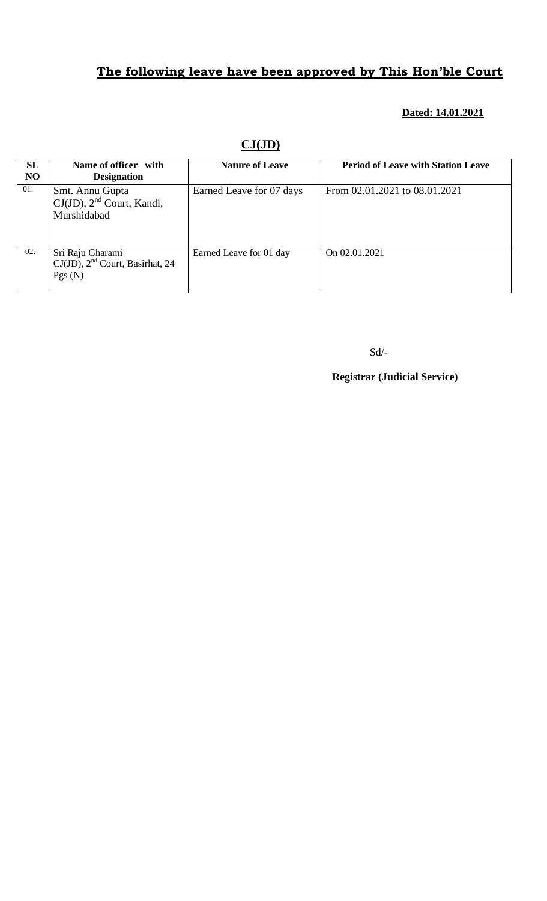## **The following leave have been approved by This Hon'ble Court**

**Dated: 14.01.2021**

### **CJ(JD)**

| SL NO | Name of officer with Designation | Nature of Leave | Period of Leave with Station Leave |
|---|---|---|---|
| 01. | Smt. Annu Gupta CJ(JD), 2nd Court, Kandi, Murshidabad | Earned Leave for 07 days | From 02.01.2021 to 08.01.2021 |
| 02. | Sri Raju Gharami CJ(JD), 2nd Court, Basirhat, 24 Pgs (N) | Earned Leave for 01 day | On 02.01.2021 |

Sd/-

**Registrar (Judicial Service)**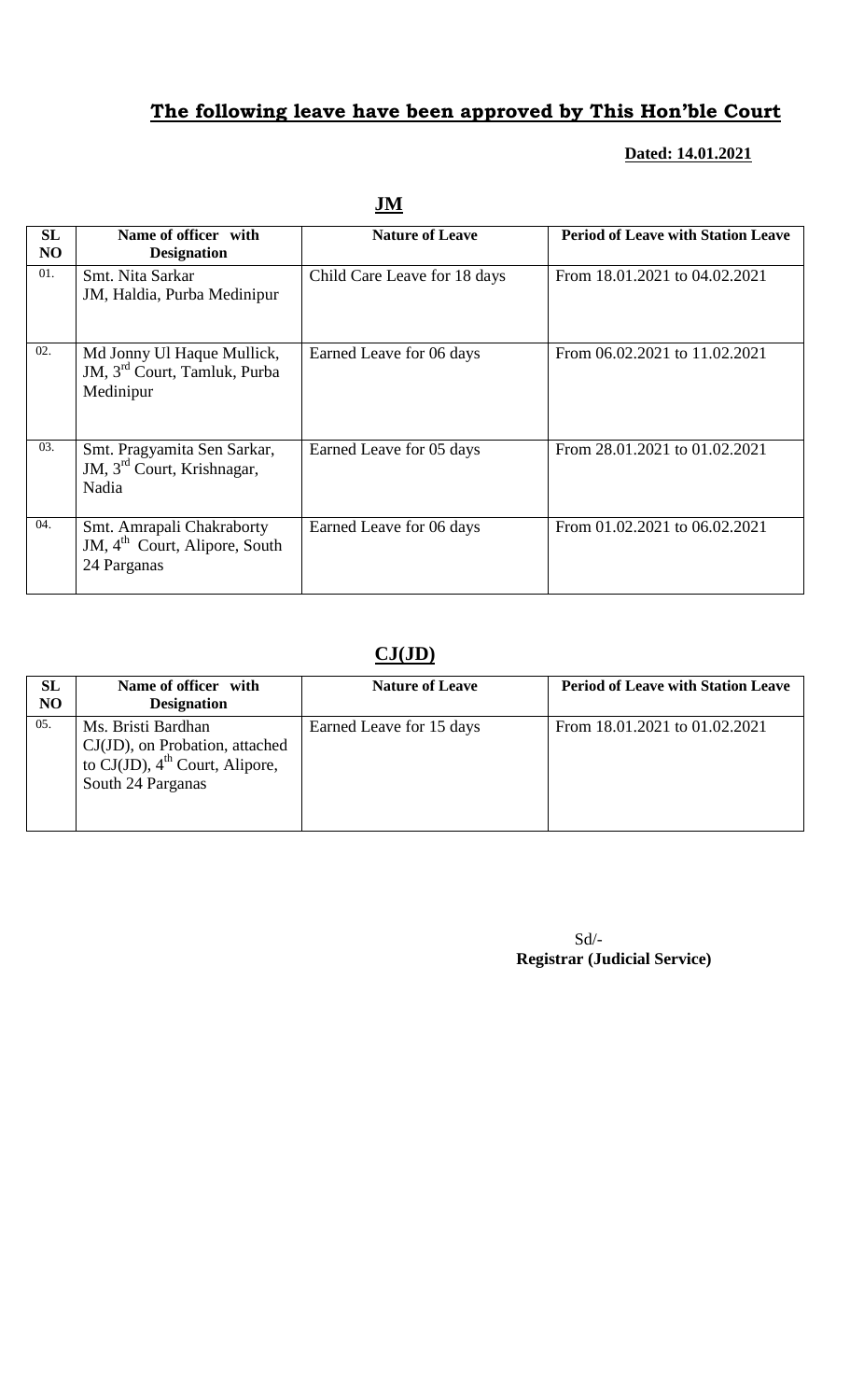## **The following leave have been approved by This Hon'ble Court**

**Dated: 14.01.2021**

**JM**

| SL NO | Name of officer with Designation | Nature of Leave | Period of Leave with Station Leave |
|---|---|---|---|
| 01. | Smt. Nita Sarkar JM, Haldia, Purba Medinipur | Child Care Leave for 18 days | From 18.01.2021 to 04.02.2021 |
| 02. | Md Jonny Ul Haque Mullick, JM, 3rd Court, Tamluk, Purba Medinipur | Earned Leave for 06 days | From 06.02.2021 to 11.02.2021 |
| 03. | Smt. Pragyamita Sen Sarkar, JM, 3rd Court, Krishnagar, Nadia | Earned Leave for 05 days | From 28.01.2021 to 01.02.2021 |
| 04. | Smt. Amrapali Chakraborty JM, 4th Court, Alipore, South 24 Parganas | Earned Leave for 06 days | From 01.02.2021 to 06.02.2021 |

**CJ(JD)**

| SL NO | Name of officer with Designation | Nature of Leave | Period of Leave with Station Leave |
|---|---|---|---|
| 05. | Ms. Bristi Bardhan CJ(JD), on Probation, attached to CJ(JD), 4th Court, Alipore, South 24 Parganas | Earned Leave for 15 days | From 18.01.2021 to 01.02.2021 |

Sd/-
**Registrar (Judicial Service)**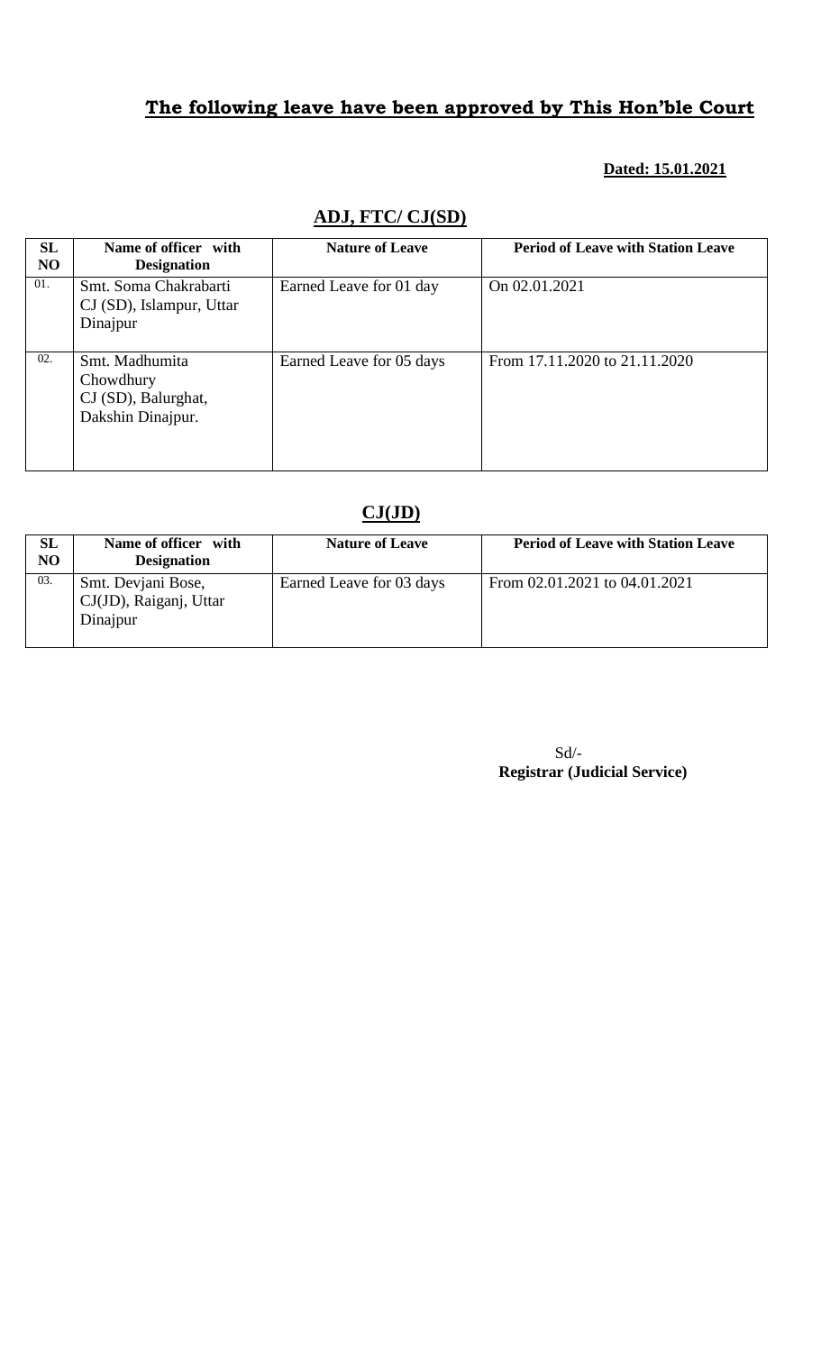## **The following leave have been approved by This Hon'ble Court**

**Dated: 15.01.2021**

### **ADJ, FTC/ CJ(SD)**

| SL NO | Name of officer with Designation | Nature of Leave | Period of Leave with Station Leave |
|---|---|---|---|
| 01. | Smt. Soma Chakrabarti CJ (SD), Islampur, Uttar Dinajpur | Earned Leave for 01 day | On 02.01.2021 |
| 02. | Smt. Madhumita Chowdhury CJ (SD), Balurghat, Dakshin Dinajpur. | Earned Leave for 05 days | From 17.11.2020 to 21.11.2020 |

### **CJ(JD)**

| SL NO | Name of officer with Designation | Nature of Leave | Period of Leave with Station Leave |
|---|---|---|---|
| 03. | Smt. Devjani Bose, CJ(JD), Raiganj, Uttar Dinajpur | Earned Leave for 03 days | From 02.01.2021 to 04.01.2021 |

Sd/-
**Registrar (Judicial Service)**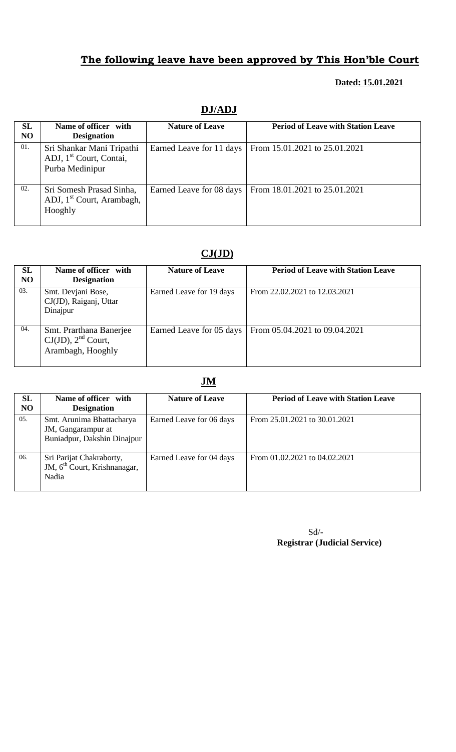## The following leave have been approved by This Hon'ble Court

**Dated: 15.01.2021**

### DJ/ADJ

| SL NO | Name of officer with Designation | Nature of Leave | Period of Leave with Station Leave |
|---|---|---|---|
| 01. | Sri Shankar Mani Tripathi ADJ, 1st Court, Contai, Purba Medinipur | Earned Leave for 11 days | From 15.01.2021 to 25.01.2021 |
| 02. | Sri Somesh Prasad Sinha, ADJ, 1st Court, Arambagh, Hooghly | Earned Leave for 08 days | From 18.01.2021 to 25.01.2021 |

### CJ(JD)

| SL NO | Name of officer with Designation | Nature of Leave | Period of Leave with Station Leave |
|---|---|---|---|
| 03. | Smt. Devjani Bose, CJ(JD), Raiganj, Uttar Dinajpur | Earned Leave for 19 days | From 22.02.2021 to 12.03.2021 |
| 04. | Smt. Prarthana Banerjee CJ(JD), 2nd Court, Arambagh, Hooghly | Earned Leave for 05 days | From 05.04.2021 to 09.04.2021 |

### JM

| SL NO | Name of officer with Designation | Nature of Leave | Period of Leave with Station Leave |
|---|---|---|---|
| 05. | Smt. Arunima Bhattacharya JM, Gangarampur at Buniadpur, Dakshin Dinajpur | Earned Leave for 06 days | From 25.01.2021 to 30.01.2021 |
| 06. | Sri Parijat Chakraborty, JM, 6th Court, Krishnanagar, Nadia | Earned Leave for 04 days | From 01.02.2021 to 04.02.2021 |

Sd/-
**Registrar (Judicial Service)**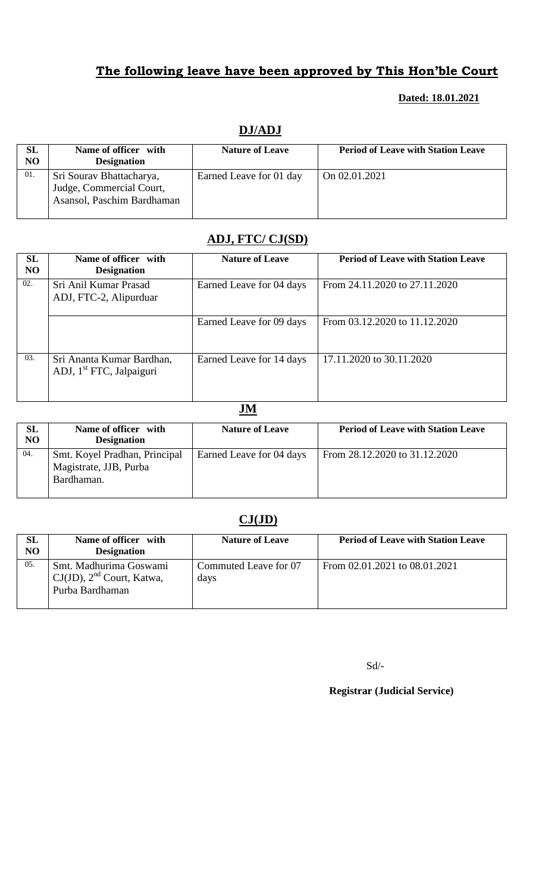## The following leave have been approved by This Hon'ble Court

**Dated: 18.01.2021**

### DJ/ADJ

| SL NO | Name of officer with Designation | Nature of Leave | Period of Leave with Station Leave |
|---|---|---|---|
| 01. | Sri Sourav Bhattacharya, Judge, Commercial Court, Asansol, Paschim Bardhaman | Earned Leave for 01 day | On 02.01.2021 |

### ADJ, FTC/ CJ(SD)

| SL NO | Name of officer with Designation | Nature of Leave | Period of Leave with Station Leave |
|---|---|---|---|
| 02. | Sri Anil Kumar Prasad ADJ, FTC-2, Alipurduar | Earned Leave for 04 days | From 24.11.2020 to 27.11.2020 |
| | | Earned Leave for 09 days | From 03.12.2020 to 11.12.2020 |
| 03. | Sri Ananta Kumar Bardhan, ADJ, 1st FTC, Jalpaiguri | Earned Leave for 14 days | 17.11.2020 to 30.11.2020 |

### JM

| SL NO | Name of officer with Designation | Nature of Leave | Period of Leave with Station Leave |
|---|---|---|---|
| 04. | Smt. Koyel Pradhan, Principal Magistrate, JJB, Purba Bardhaman. | Earned Leave for 04 days | From 28.12.2020 to 31.12.2020 |

### CJ(JD)

| SL NO | Name of officer with Designation | Nature of Leave | Period of Leave with Station Leave |
|---|---|---|---|
| 05. | Smt. Madhurima Goswami CJ(JD), 2nd Court, Katwa, Purba Bardhaman | Commuted Leave for 07 days | From 02.01.2021 to 08.01.2021 |

Sd/-

**Registrar (Judicial Service)**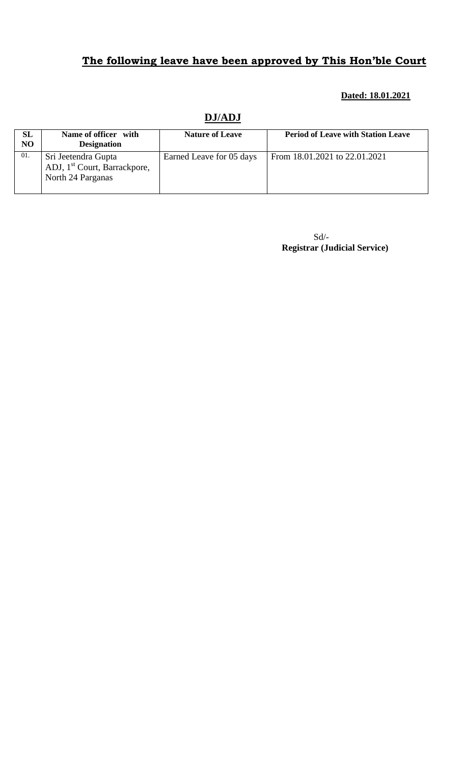## **The following leave have been approved by This Hon'ble Court**

**Dated: 18.01.2021**

### **DJ/ADJ**

| SL NO | Name of officer with Designation | Nature of Leave | Period of Leave with Station Leave |
|---|---|---|---|
| 01. | Sri Jeetendra Gupta ADJ, 1st Court, Barrackpore, North 24 Parganas | Earned Leave for 05 days | From 18.01.2021 to 22.01.2021 |

Sd/-
**Registrar (Judicial Service)**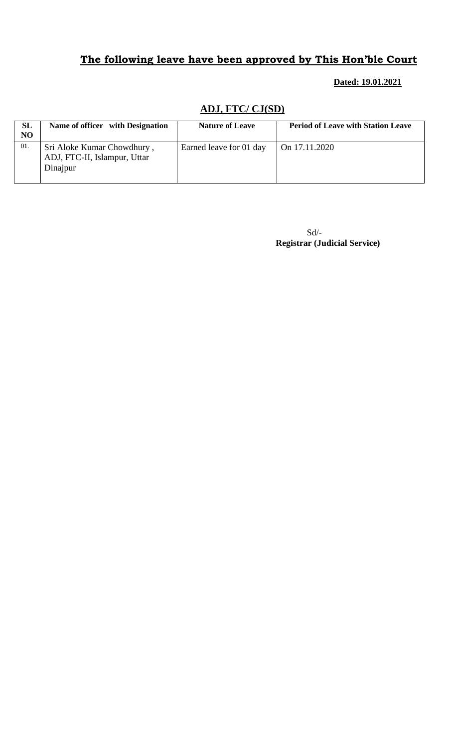## **The following leave have been approved by This Hon'ble Court**

**Dated: 19.01.2021**

### ADJ, FTC/ CJ(SD)

| SL NO | Name of officer with Designation | Nature of Leave | Period of Leave with Station Leave |
|---|---|---|---|
| 01. | Sri Aloke Kumar Chowdhury , ADJ, FTC-II, Islampur, Uttar Dinajpur | Earned leave for 01 day | On 17.11.2020 |

Sd/-
**Registrar (Judicial Service)**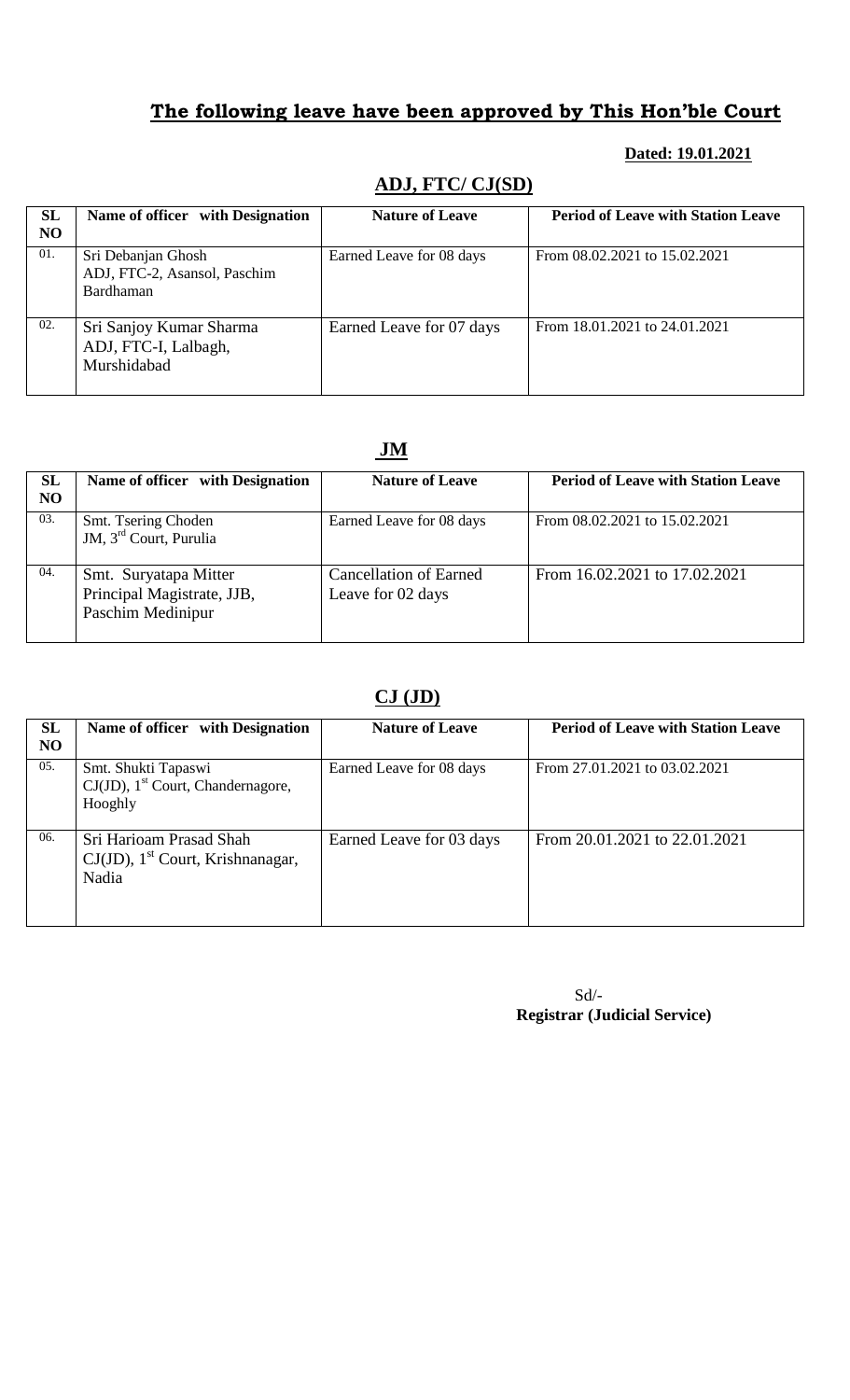## **The following leave have been approved by This Hon'ble Court**

**Dated: 19.01.2021**

### ADJ, FTC/ CJ(SD)

| SL NO | Name of officer with Designation | Nature of Leave | Period of Leave with Station Leave |
|---|---|---|---|
| 01. | Sri Debanjan Ghosh ADJ, FTC-2, Asansol, Paschim Bardhaman | Earned Leave for 08 days | From 08.02.2021 to 15.02.2021 |
| 02. | Sri Sanjoy Kumar Sharma ADJ, FTC-I, Lalbagh, Murshidabad | Earned Leave for 07 days | From 18.01.2021 to 24.01.2021 |

### JM

| SL NO | Name of officer with Designation | Nature of Leave | Period of Leave with Station Leave |
|---|---|---|---|
| 03. | Smt. Tsering Choden JM, 3rd Court, Purulia | Earned Leave for 08 days | From 08.02.2021 to 15.02.2021 |
| 04. | Smt. Suryatapa Mitter Principal Magistrate, JJB, Paschim Medinipur | Cancellation of Earned Leave for 02 days | From 16.02.2021 to 17.02.2021 |

### CJ (JD)

| SL NO | Name of officer with Designation | Nature of Leave | Period of Leave with Station Leave |
|---|---|---|---|
| 05. | Smt. Shukti Tapaswi CJ(JD), 1st Court, Chandernagore, Hooghly | Earned Leave for 08 days | From 27.01.2021 to 03.02.2021 |
| 06. | Sri Harioam Prasad Shah CJ(JD), 1st Court, Krishnanagar, Nadia | Earned Leave for 03 days | From 20.01.2021 to 22.01.2021 |

Sd/-
**Registrar (Judicial Service)**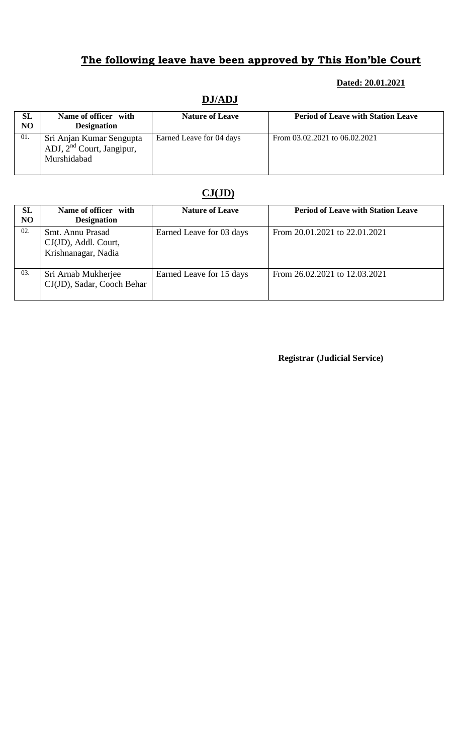## **The following leave have been approved by This Hon'ble Court**

**Dated: 20.01.2021**

### DJ/ADJ

| SL NO | Name of officer with Designation | Nature of Leave | Period of Leave with Station Leave |
|---|---|---|---|
| 01. | Sri Anjan Kumar Sengupta ADJ, 2nd Court, Jangipur, Murshidabad | Earned Leave for 04 days | From 03.02.2021 to 06.02.2021 |

### CJ(JD)

| SL NO | Name of officer with Designation | Nature of Leave | Period of Leave with Station Leave |
|---|---|---|---|
| 02. | Smt. Annu Prasad CJ(JD), Addl. Court, Krishnanagar, Nadia | Earned Leave for 03 days | From 20.01.2021 to 22.01.2021 |
| 03. | Sri Arnab Mukherjee CJ(JD), Sadar, Cooch Behar | Earned Leave for 15 days | From 26.02.2021 to 12.03.2021 |

**Registrar (Judicial Service)**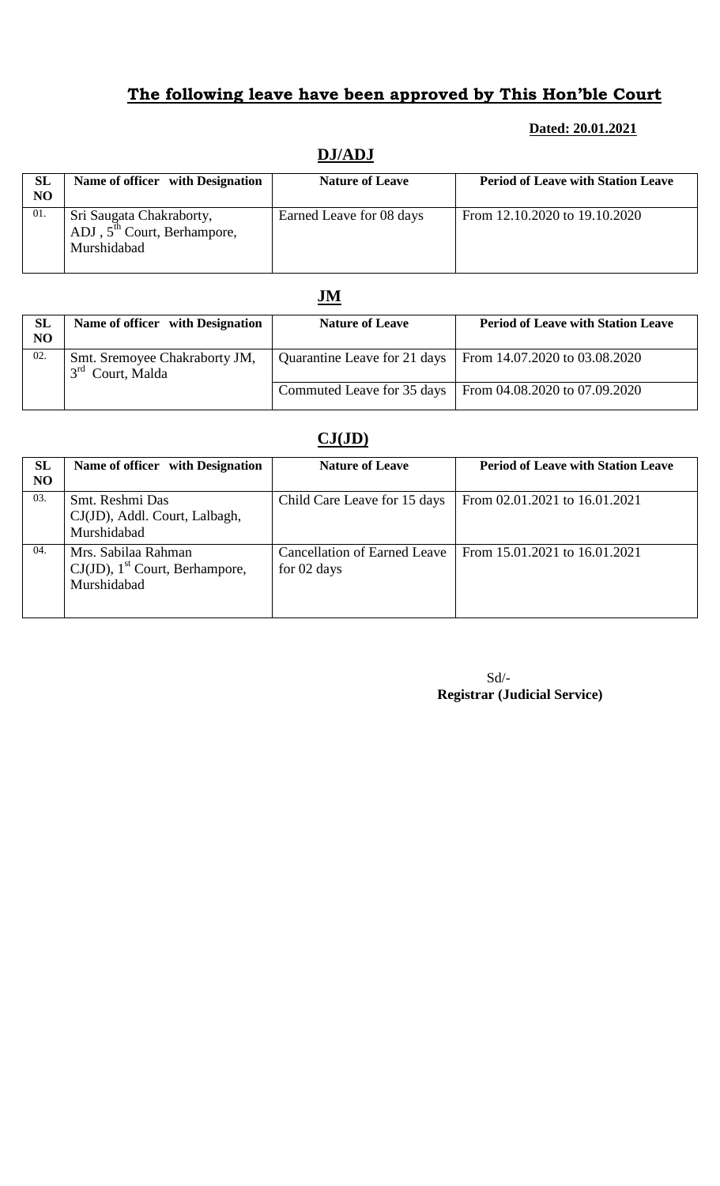## **The following leave have been approved by This Hon'ble Court**

**Dated: 20.01.2021**

### **DJ/ADJ**

| SL NO | Name of officer with Designation | Nature of Leave | Period of Leave with Station Leave |
|---|---|---|---|
| 01. | Sri Saugata Chakraborty, ADJ , 5th Court, Berhampore, Murshidabad | Earned Leave for 08 days | From 12.10.2020 to 19.10.2020 |

### **JM**

| SL NO | Name of officer with Designation | Nature of Leave | Period of Leave with Station Leave |
|---|---|---|---|
| 02. | Smt. Sremoyee Chakraborty JM, 3rd Court, Malda | Quarantine Leave for 21 days | From 14.07.2020 to 03.08.2020 |
| | | Commuted Leave for 35 days | From 04.08.2020 to 07.09.2020 |

### **CJ(JD)**

| SL NO | Name of officer with Designation | Nature of Leave | Period of Leave with Station Leave |
|---|---|---|---|
| 03. | Smt. Reshmi Das CJ(JD), Addl. Court, Lalbagh, Murshidabad | Child Care Leave for 15 days | From 02.01.2021 to 16.01.2021 |
| 04. | Mrs. Sabilaa Rahman CJ(JD), 1st Court, Berhampore, Murshidabad | Cancellation of Earned Leave for 02 days | From 15.01.2021 to 16.01.2021 |

Sd/-
**Registrar (Judicial Service)**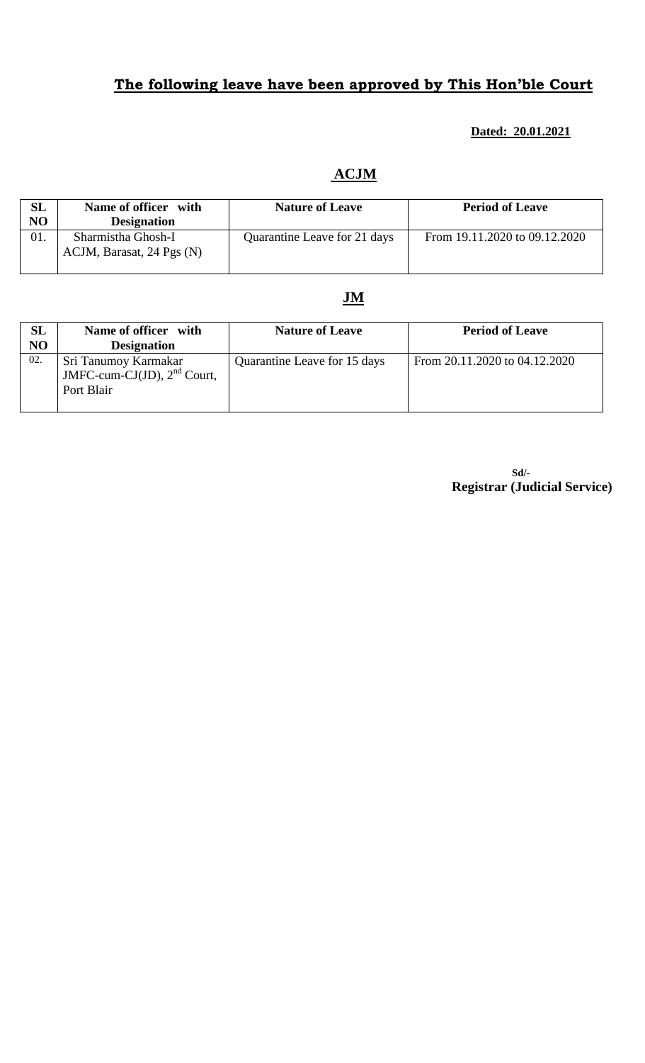## **The following leave have been approved by This Hon'ble Court**

**Dated: 20.01.2021**

### **ACJM**

| SL NO | Name of officer with Designation | Nature of Leave | Period of Leave |
|---|---|---|---|
| 01. | Sharmistha Ghosh-I ACJM, Barasat, 24 Pgs (N) | Quarantine Leave for 21 days | From 19.11.2020 to 09.12.2020 |

### **JM**

| SL NO | Name of officer with Designation | Nature of Leave | Period of Leave |
|---|---|---|---|
| 02. | Sri Tanumoy Karmakar JMFC-cum-CJ(JD), 2nd Court, Port Blair | Quarantine Leave for 15 days | From 20.11.2020 to 04.12.2020 |

Sd/-
**Registrar (Judicial Service)**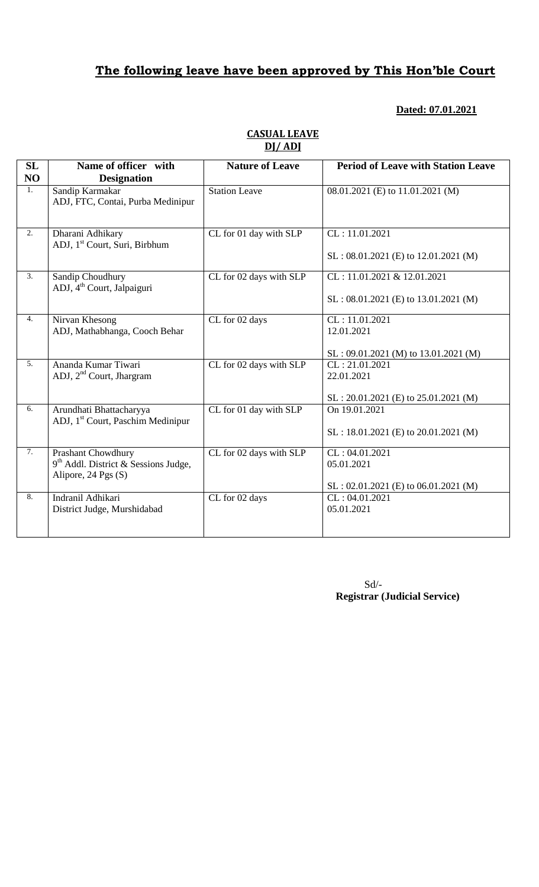# **The following leave have been approved by This Hon'ble Court**

**Dated: 07.01.2021**

**CASUAL LEAVE**
**DJ/ ADJ**

| SL NO | Name of officer with Designation | Nature of Leave | Period of Leave with Station Leave |
|---|---|---|---|
| 1. | Sandip Karmakar<br>ADJ, FTC, Contai, Purba Medinipur | Station Leave | 08.01.2021 (E) to 11.01.2021 (M) |
| 2. | Dharani Adhikary<br>ADJ, 1st Court, Suri, Birbhum | CL for 01 day with SLP | CL : 11.01.2021<br><br>SL : 08.01.2021 (E) to 12.01.2021 (M) |
| 3. | Sandip Choudhury<br>ADJ, 4th Court, Jalpaiguri | CL for 02 days with SLP | CL : 11.01.2021 & 12.01.2021<br><br>SL : 08.01.2021 (E) to 13.01.2021 (M) |
| 4. | Nirvan Khesong<br>ADJ, Mathabhanga, Cooch Behar | CL for 02 days | CL : 11.01.2021<br>12.01.2021<br><br>SL : 09.01.2021 (M) to 13.01.2021 (M) |
| 5. | Ananda Kumar Tiwari<br>ADJ, 2nd Court, Jhargram | CL for 02 days with SLP | CL : 21.01.2021<br>22.01.2021<br><br>SL : 20.01.2021 (E) to 25.01.2021 (M) |
| 6. | Arundhati Bhattacharyya<br>ADJ, 1st Court, Paschim Medinipur | CL for 01 day with SLP | On 19.01.2021<br><br>SL : 18.01.2021 (E) to 20.01.2021 (M) |
| 7. | Prashant Chowdhury<br>9th Addl. District & Sessions Judge, Alipore, 24 Pgs (S) | CL for 02 days with SLP | CL : 04.01.2021<br>05.01.2021<br><br>SL : 02.01.2021 (E) to 06.01.2021 (M) |
| 8. | Indranil Adhikari<br>District Judge, Murshidabad | CL for 02 days | CL : 04.01.2021<br>05.01.2021 |

Sd/-
**Registrar (Judicial Service)**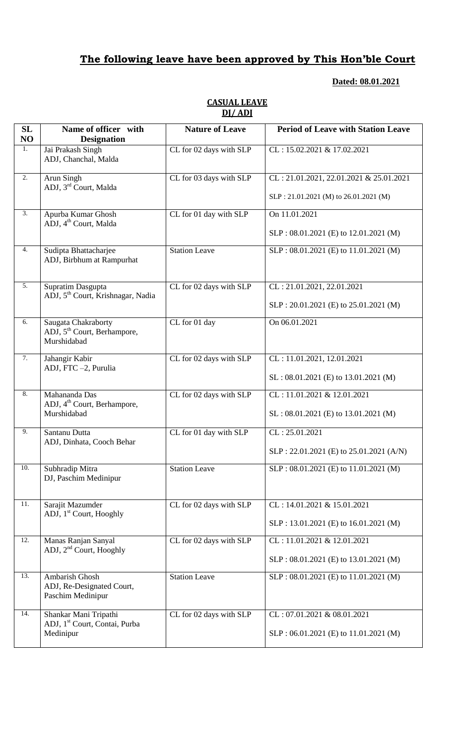# The following leave have been approved by This Hon'ble Court

**Dated: 08.01.2021**

## CASUAL LEAVE
## DJ/ ADJ

| SL NO | Name of officer with Designation | Nature of Leave | Period of Leave with Station Leave |
|---|---|---|---|
| 1. | Jai Prakash Singh<br>ADJ, Chanchal, Malda | CL for 02 days with SLP | CL : 15.02.2021 & 17.02.2021 |
| 2. | Arun Singh<br>ADJ, 3rd Court, Malda | CL for 03 days with SLP | CL : 21.01.2021, 22.01.2021 & 25.01.2021<br>SLP : 21.01.2021 (M) to 26.01.2021 (M) |
| 3. | Apurba Kumar Ghosh<br>ADJ, 4th Court, Malda | CL for 01 day with SLP | On 11.01.2021<br>SLP : 08.01.2021 (E) to 12.01.2021 (M) |
| 4. | Sudipta Bhattacharjee<br>ADJ, Birbhum at Rampurhat | Station Leave | SLP : 08.01.2021 (E) to 11.01.2021 (M) |
| 5. | Supratim Dasgupta<br>ADJ, 5th Court, Krishnagar, Nadia | CL for 02 days with SLP | CL : 21.01.2021, 22.01.2021<br>SLP : 20.01.2021 (E) to 25.01.2021 (M) |
| 6. | Saugata Chakraborty<br>ADJ, 5th Court, Berhampore, Murshidabad | CL for 01 day | On 06.01.2021 |
| 7. | Jahangir Kabir<br>ADJ, FTC –2, Purulia | CL for 02 days with SLP | CL : 11.01.2021, 12.01.2021<br>SL : 08.01.2021 (E) to 13.01.2021 (M) |
| 8. | Mahananda Das<br>ADJ, 4th Court, Berhampore, Murshidabad | CL for 02 days with SLP | CL : 11.01.2021 & 12.01.2021<br>SL : 08.01.2021 (E) to 13.01.2021 (M) |
| 9. | Santanu Dutta<br>ADJ, Dinhata, Cooch Behar | CL for 01 day with SLP | CL : 25.01.2021<br>SLP : 22.01.2021 (E) to 25.01.2021 (A/N) |
| 10. | Subhradip Mitra<br>DJ, Paschim Medinipur | Station Leave | SLP : 08.01.2021 (E) to 11.01.2021 (M) |
| 11. | Sarajit Mazumder<br>ADJ, 1st Court, Hooghly | CL for 02 days with SLP | CL : 14.01.2021 & 15.01.2021<br>SLP : 13.01.2021 (E) to 16.01.2021 (M) |
| 12. | Manas Ranjan Sanyal<br>ADJ, 2nd Court, Hooghly | CL for 02 days with SLP | CL : 11.01.2021 & 12.01.2021<br>SLP : 08.01.2021 (E) to 13.01.2021 (M) |
| 13. | Ambarish Ghosh<br>ADJ, Re-Designated Court, Paschim Medinipur | Station Leave | SLP : 08.01.2021 (E) to 11.01.2021 (M) |
| 14. | Shankar Mani Tripathi<br>ADJ, 1st Court, Contai, Purba Medinipur | CL for 02 days with SLP | CL : 07.01.2021 & 08.01.2021<br>SLP : 06.01.2021 (E) to 11.01.2021 (M) |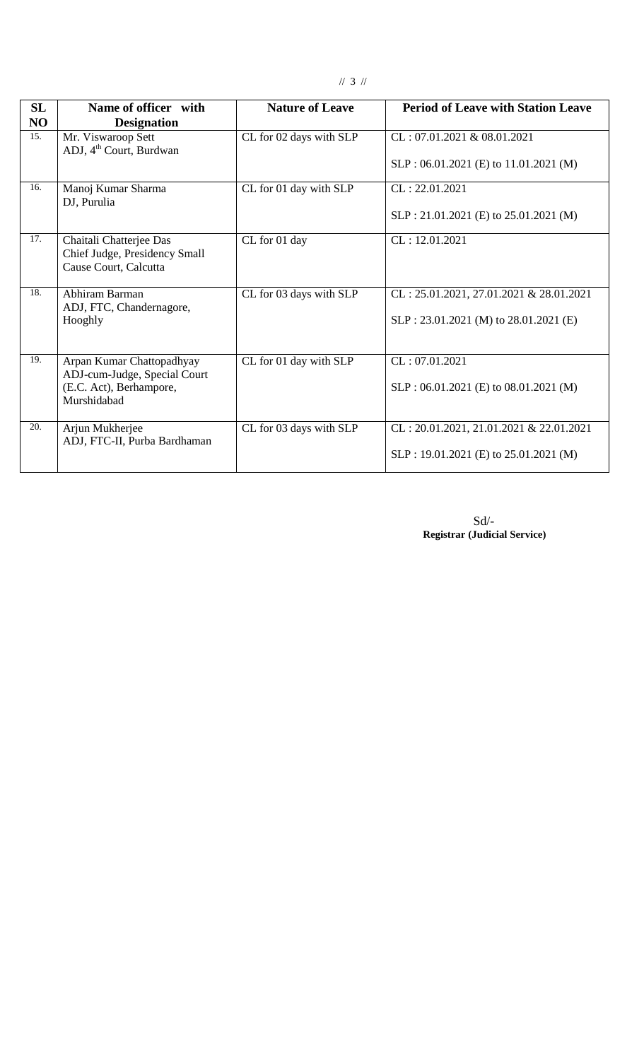| SL NO | Name of officer with Designation | Nature of Leave | Period of Leave with Station Leave |
|---|---|---|---|
| 15. | Mr. Viswaroop Sett<br>ADJ, 4th Court, Burdwan | CL for 02 days with SLP | CL : 07.01.2021 & 08.01.2021<br><br>SLP : 06.01.2021 (E) to 11.01.2021 (M) |
| 16. | Manoj Kumar Sharma<br>DJ, Purulia | CL for 01 day with SLP | CL : 22.01.2021<br><br>SLP : 21.01.2021 (E) to 25.01.2021 (M) |
| 17. | Chaitali Chatterjee Das<br>Chief Judge, Presidency Small Cause Court, Calcutta | CL for 01 day | CL : 12.01.2021 |
| 18. | Abhiram Barman<br>ADJ, FTC, Chandernagore, Hooghly | CL for 03 days with SLP | CL : 25.01.2021, 27.01.2021 & 28.01.2021<br><br>SLP : 23.01.2021 (M) to 28.01.2021 (E) |
| 19. | Arpan Kumar Chattopadhyay<br>ADJ-cum-Judge, Special Court (E.C. Act), Berhampore, Murshidabad | CL for 01 day with SLP | CL : 07.01.2021<br><br>SLP : 06.01.2021 (E) to 08.01.2021 (M) |
| 20. | Arjun Mukherjee<br>ADJ, FTC-II, Purba Bardhaman | CL for 03 days with SLP | CL : 20.01.2021, 21.01.2021 & 22.01.2021<br><br>SLP : 19.01.2021 (E) to 25.01.2021 (M) |

Sd/-
**Registrar (Judicial Service)**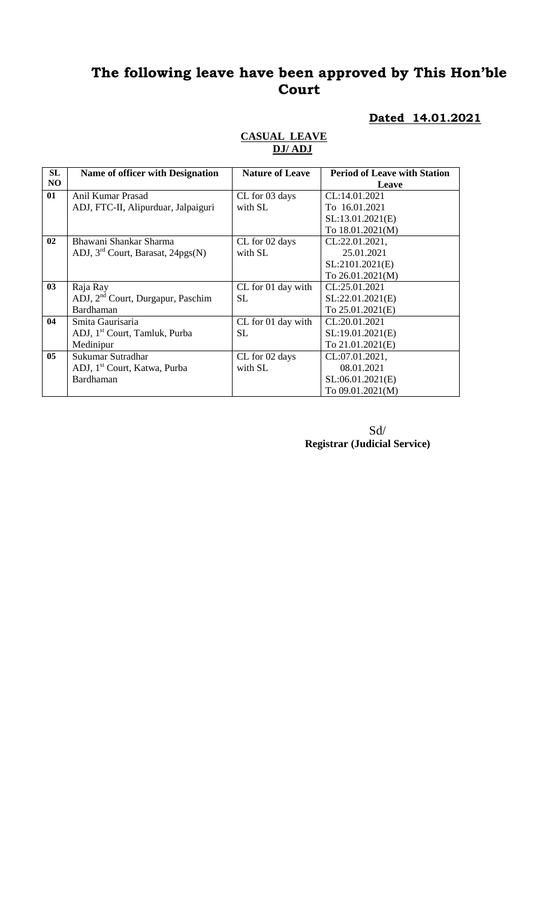# The following leave have been approved by This Hon'ble Court

**Dated 14.01.2021**

**CASUAL LEAVE**
**DJ/ ADJ**

| SL NO | Name of officer with Designation | Nature of Leave | Period of Leave with Station Leave |
|---|---|---|---|
| 01 | Anil Kumar Prasad<br>ADJ, FTC-II, Alipurduar, Jalpaiguri | CL for 03 days with SL | CL:14.01.2021<br>To 16.01.2021<br>SL:13.01.2021(E)<br>To 18.01.2021(M) |
| 02 | Bhawani Shankar Sharma<br>ADJ, 3rd Court, Barasat, 24pgs(N) | CL for 02 days with SL | CL:22.01.2021,<br>25.01.2021<br>SL:2101.2021(E)<br>To 26.01.2021(M) |
| 03 | Raja Ray<br>ADJ, 2nd Court, Durgapur, Paschim Bardhaman | CL for 01 day with SL | CL:25.01.2021<br>SL:22.01.2021(E)<br>To 25.01.2021(E) |
| 04 | Smita Gaurisaria<br>ADJ, 1st Court, Tamluk, Purba Medinipur | CL for 01 day with SL | CL:20.01.2021<br>SL:19.01.2021(E)<br>To 21.01.2021(E) |
| 05 | Sukumar Sutradhar<br>ADJ, 1st Court, Katwa, Purba Bardhaman | CL for 02 days with SL | CL:07.01.2021,<br>08.01.2021<br>SL:06.01.2021(E)<br>To 09.01.2021(M) |

Sd/
**Registrar (Judicial Service)**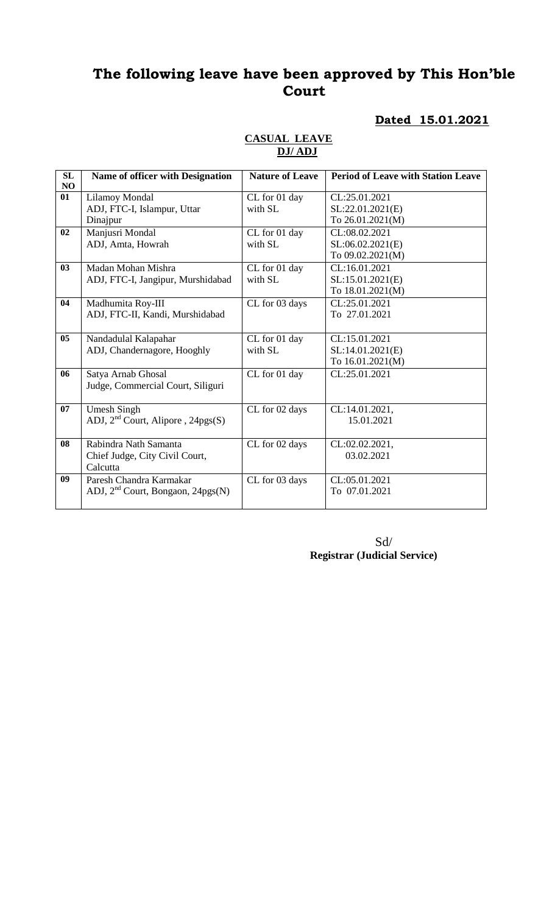# The following leave have been approved by This Hon'ble Court

**Dated 15.01.2021**

**CASUAL LEAVE**
**DJ/ ADJ**

| SL NO | Name of officer with Designation | Nature of Leave | Period of Leave with Station Leave |
|---|---|---|---|
| 01 | Lilamoy Mondal<br>ADJ, FTC-I, Islampur, Uttar Dinajpur | CL for 01 day with SL | CL:25.01.2021<br>SL:22.01.2021(E)<br>To 26.01.2021(M) |
| 02 | Manjusri Mondal<br>ADJ, Amta, Howrah | CL for 01 day with SL | CL:08.02.2021<br>SL:06.02.2021(E)<br>To 09.02.2021(M) |
| 03 | Madan Mohan Mishra<br>ADJ, FTC-I, Jangipur, Murshidabad | CL for 01 day with SL | CL:16.01.2021<br>SL:15.01.2021(E)<br>To 18.01.2021(M) |
| 04 | Madhumita Roy-III<br>ADJ, FTC-II, Kandi, Murshidabad | CL for 03 days | CL:25.01.2021<br>To 27.01.2021 |
| 05 | Nandadulal Kalapahar<br>ADJ, Chandernagore, Hooghly | CL for 01 day with SL | CL:15.01.2021<br>SL:14.01.2021(E)<br>To 16.01.2021(M) |
| 06 | Satya Arnab Ghosal<br>Judge, Commercial Court, Siliguri | CL for 01 day | CL:25.01.2021 |
| 07 | Umesh Singh<br>ADJ, 2nd Court, Alipore , 24pgs(S) | CL for 02 days | CL:14.01.2021,<br>15.01.2021 |
| 08 | Rabindra Nath Samanta<br>Chief Judge, City Civil Court, Calcutta | CL for 02 days | CL:02.02.2021,<br>03.02.2021 |
| 09 | Paresh Chandra Karmakar<br>ADJ, 2nd Court, Bongaon, 24pgs(N) | CL for 03 days | CL:05.01.2021<br>To 07.01.2021 |

Sd/
**Registrar (Judicial Service)**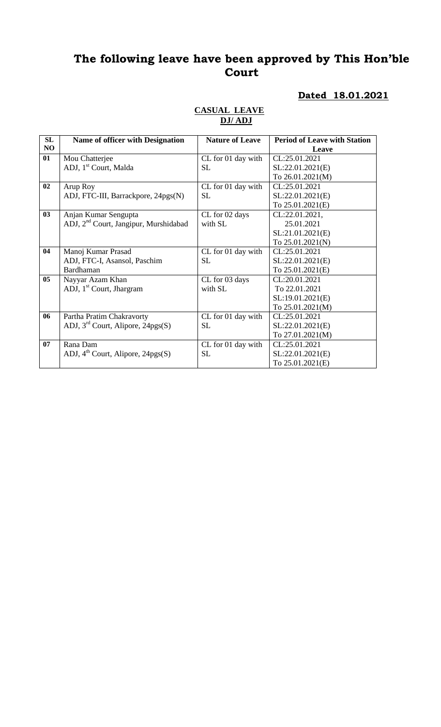# The following leave have been approved by This Hon'ble Court

**Dated 18.01.2021**

**CASUAL LEAVE**
**DJ/ ADJ**

| SL NO | Name of officer with Designation | Nature of Leave | Period of Leave with Station Leave |
|---|---|---|---|
| 01 | Mou Chatterjee<br>ADJ, 1st Court, Malda | CL for 01 day with SL | CL:25.01.2021<br>SL:22.01.2021(E)<br>To 26.01.2021(M) |
| 02 | Arup Roy<br>ADJ, FTC-III, Barrackpore, 24pgs(N) | CL for 01 day with SL | CL:25.01.2021<br>SL:22.01.2021(E)<br>To 25.01.2021(E) |
| 03 | Anjan Kumar Sengupta<br>ADJ, 2nd Court, Jangipur, Murshidabad | CL for 02 days with SL | CL:22.01.2021,<br>25.01.2021<br>SL:21.01.2021(E)<br>To 25.01.2021(N) |
| 04 | Manoj Kumar Prasad<br>ADJ, FTC-I, Asansol, Paschim Bardhaman | CL for 01 day with SL | CL:25.01.2021<br>SL:22.01.2021(E)<br>To 25.01.2021(E) |
| 05 | Nayyar Azam Khan<br>ADJ, 1st Court, Jhargram | CL for 03 days with SL | CL:20.01.2021<br>To 22.01.2021<br>SL:19.01.2021(E)<br>To 25.01.2021(M) |
| 06 | Partha Pratim Chakravorty<br>ADJ, 3rd Court, Alipore, 24pgs(S) | CL for 01 day with SL | CL:25.01.2021<br>SL:22.01.2021(E)<br>To 27.01.2021(M) |
| 07 | Rana Dam<br>ADJ, 4th Court, Alipore, 24pgs(S) | CL for 01 day with SL | CL:25.01.2021<br>SL:22.01.2021(E)<br>To 25.01.2021(E) |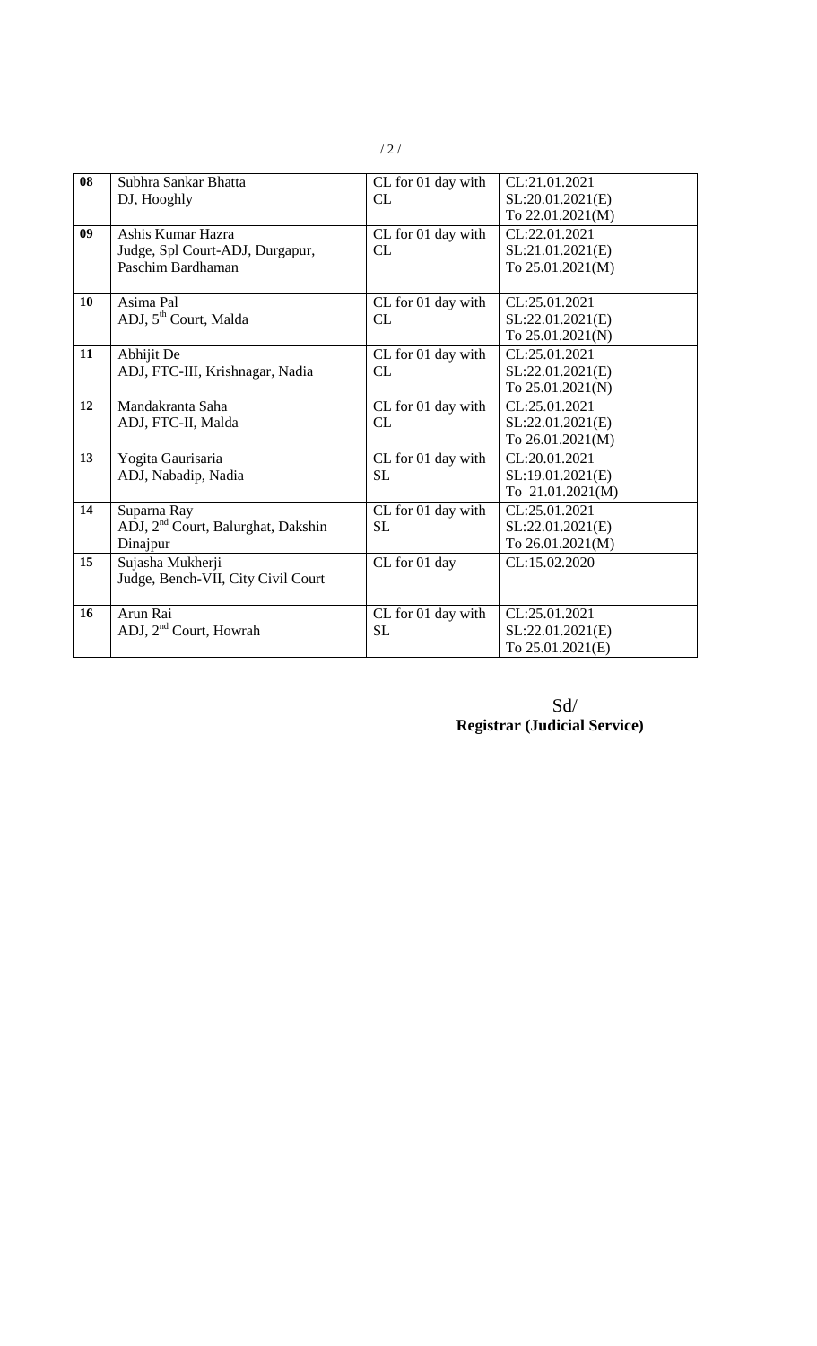| 08 | Subhra Sankar Bhatta<br>DJ, Hooghly | CL for 01 day with CL | CL:21.01.2021<br>SL:20.01.2021(E)<br>To 22.01.2021(M) |
|---|---|---|---|
| 09 | Ashis Kumar Hazra<br>Judge, Spl Court-ADJ, Durgapur, Paschim Bardhaman | CL for 01 day with CL | CL:22.01.2021<br>SL:21.01.2021(E)<br>To 25.01.2021(M) |
| 10 | Asima Pal<br>ADJ, 5th Court, Malda | CL for 01 day with CL | CL:25.01.2021<br>SL:22.01.2021(E)<br>To 25.01.2021(N) |
| 11 | Abhijit De<br>ADJ, FTC-III, Krishnagar, Nadia | CL for 01 day with CL | CL:25.01.2021<br>SL:22.01.2021(E)<br>To 25.01.2021(N) |
| 12 | Mandakranta Saha<br>ADJ, FTC-II, Malda | CL for 01 day with CL | CL:25.01.2021<br>SL:22.01.2021(E)<br>To 26.01.2021(M) |
| 13 | Yogita Gaurisaria<br>ADJ, Nabadip, Nadia | CL for 01 day with SL | CL:20.01.2021<br>SL:19.01.2021(E)<br>To 21.01.2021(M) |
| 14 | Suparna Ray<br>ADJ, 2nd Court, Balurghat, Dakshin Dinajpur | CL for 01 day with SL | CL:25.01.2021<br>SL:22.01.2021(E)<br>To 26.01.2021(M) |
| 15 | Sujasha Mukherji<br>Judge, Bench-VII, City Civil Court | CL for 01 day | CL:15.02.2020 |
| 16 | Arun Rai<br>ADJ, 2nd Court, Howrah | CL for 01 day with SL | CL:25.01.2021<br>SL:22.01.2021(E)<br>To 25.01.2021(E) |

Sd/
**Registrar (Judicial Service)**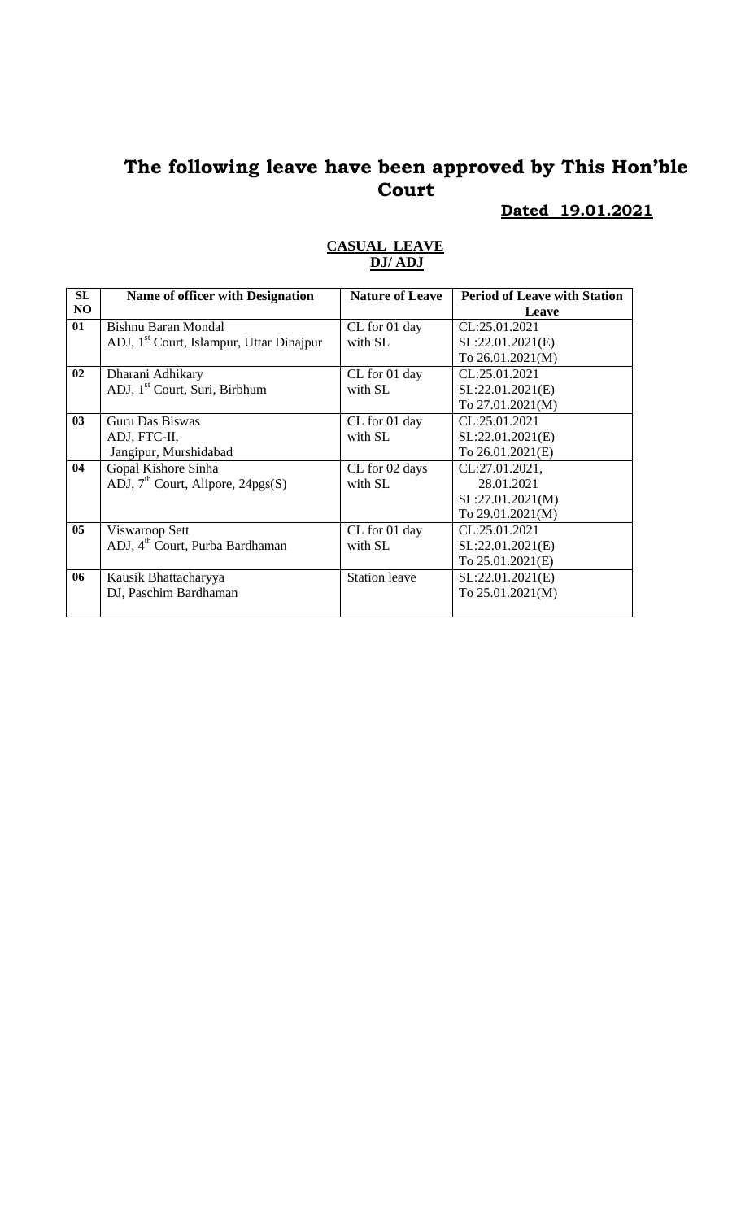# The following leave have been approved by This Hon'ble Court

**Dated 19.01.2021**

**CASUAL LEAVE**
**DJ/ ADJ**

| SL NO | Name of officer with Designation | Nature of Leave | Period of Leave with Station Leave |
|---|---|---|---|
| 01 | Bishnu Baran Mondal<br>ADJ, 1st Court, Islampur, Uttar Dinajpur | CL for 01 day with SL | CL:25.01.2021<br>SL:22.01.2021(E)<br>To 26.01.2021(M) |
| 02 | Dharani Adhikary<br>ADJ, 1st Court, Suri, Birbhum | CL for 01 day with SL | CL:25.01.2021<br>SL:22.01.2021(E)<br>To 27.01.2021(M) |
| 03 | Guru Das Biswas<br>ADJ, FTC-II,<br>Jangipur, Murshidabad | CL for 01 day with SL | CL:25.01.2021<br>SL:22.01.2021(E)<br>To 26.01.2021(E) |
| 04 | Gopal Kishore Sinha<br>ADJ, 7th Court, Alipore, 24pgs(S) | CL for 02 days with SL | CL:27.01.2021,<br>28.01.2021<br>SL:27.01.2021(M)<br>To 29.01.2021(M) |
| 05 | Viswaroop Sett<br>ADJ, 4th Court, Purba Bardhaman | CL for 01 day with SL | CL:25.01.2021<br>SL:22.01.2021(E)<br>To 25.01.2021(E) |
| 06 | Kausik Bhattacharyya<br>DJ, Paschim Bardhaman | Station leave | SL:22.01.2021(E)<br>To 25.01.2021(M) |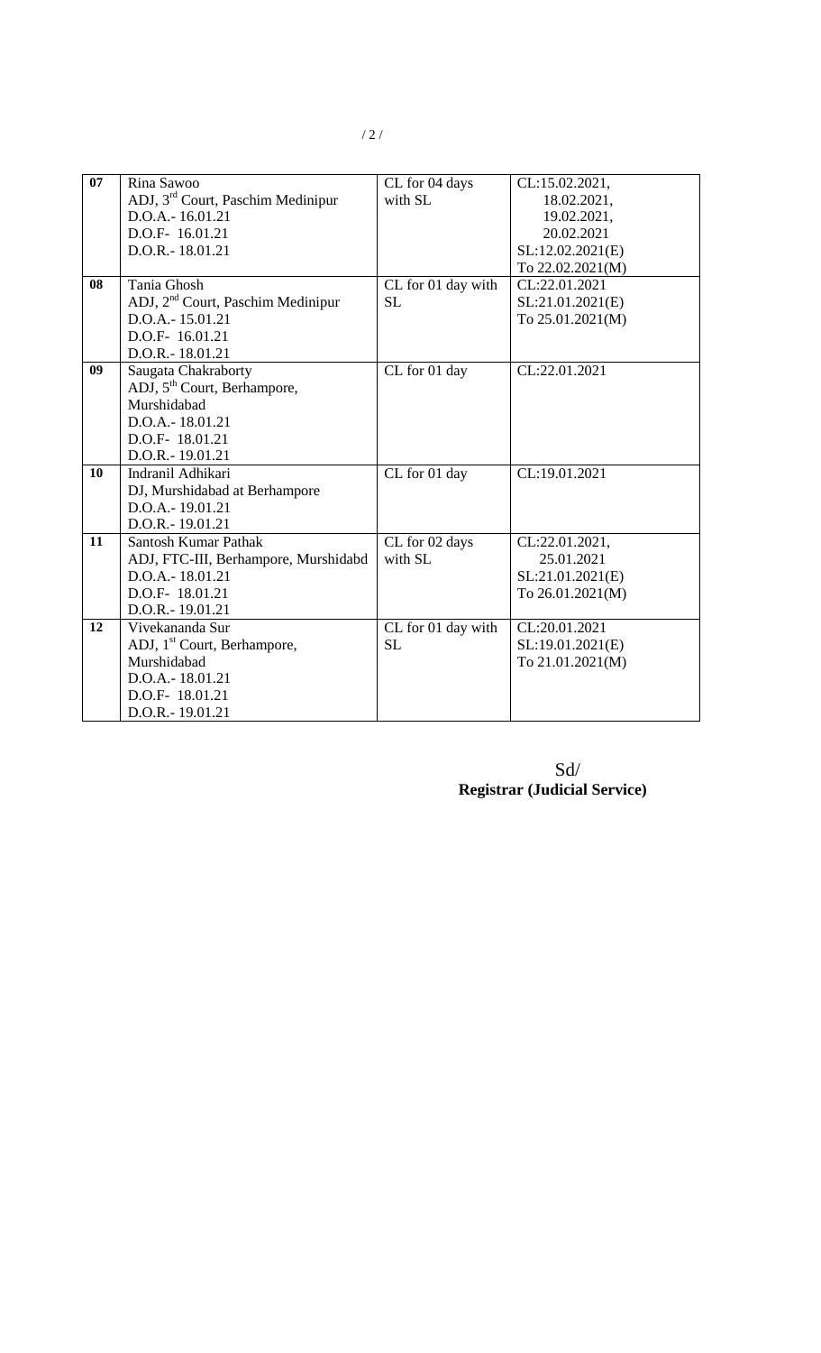| 07 | Rina Sawoo<br>ADJ, 3rd Court, Paschim Medinipur<br>D.O.A.- 16.01.21<br>D.O.F- 16.01.21<br>D.O.R.- 18.01.21 | CL for 04 days with SL | CL:15.02.2021,<br>18.02.2021,<br>19.02.2021,<br>20.02.2021<br>SL:12.02.2021(E)<br>To 22.02.2021(M) |
|---|---|---|---|
| 08 | Tania Ghosh<br>ADJ, 2nd Court, Paschim Medinipur<br>D.O.A.- 15.01.21<br>D.O.F- 16.01.21<br>D.O.R.- 18.01.21 | CL for 01 day with SL | CL:22.01.2021<br>SL:21.01.2021(E)<br>To 25.01.2021(M) |
| 09 | Saugata Chakraborty<br>ADJ, 5th Court, Berhampore, Murshidabad<br>D.O.A.- 18.01.21<br>D.O.F- 18.01.21<br>D.O.R.- 19.01.21 | CL for 01 day | CL:22.01.2021 |
| 10 | Indranil Adhikari<br>DJ, Murshidabad at Berhampore<br>D.O.A.- 19.01.21<br>D.O.R.- 19.01.21 | CL for 01 day | CL:19.01.2021 |
| 11 | Santosh Kumar Pathak<br>ADJ, FTC-III, Berhampore, Murshidabd<br>D.O.A.- 18.01.21<br>D.O.F- 18.01.21<br>D.O.R.- 19.01.21 | CL for 02 days with SL | CL:22.01.2021,<br>25.01.2021<br>SL:21.01.2021(E)<br>To 26.01.2021(M) |
| 12 | Vivekananda Sur<br>ADJ, 1st Court, Berhampore, Murshidabad<br>D.O.A.- 18.01.21<br>D.O.F- 18.01.21<br>D.O.R.- 19.01.21 | CL for 01 day with SL | CL:20.01.2021<br>SL:19.01.2021(E)<br>To 21.01.2021(M) |

Sd/
**Registrar (Judicial Service)**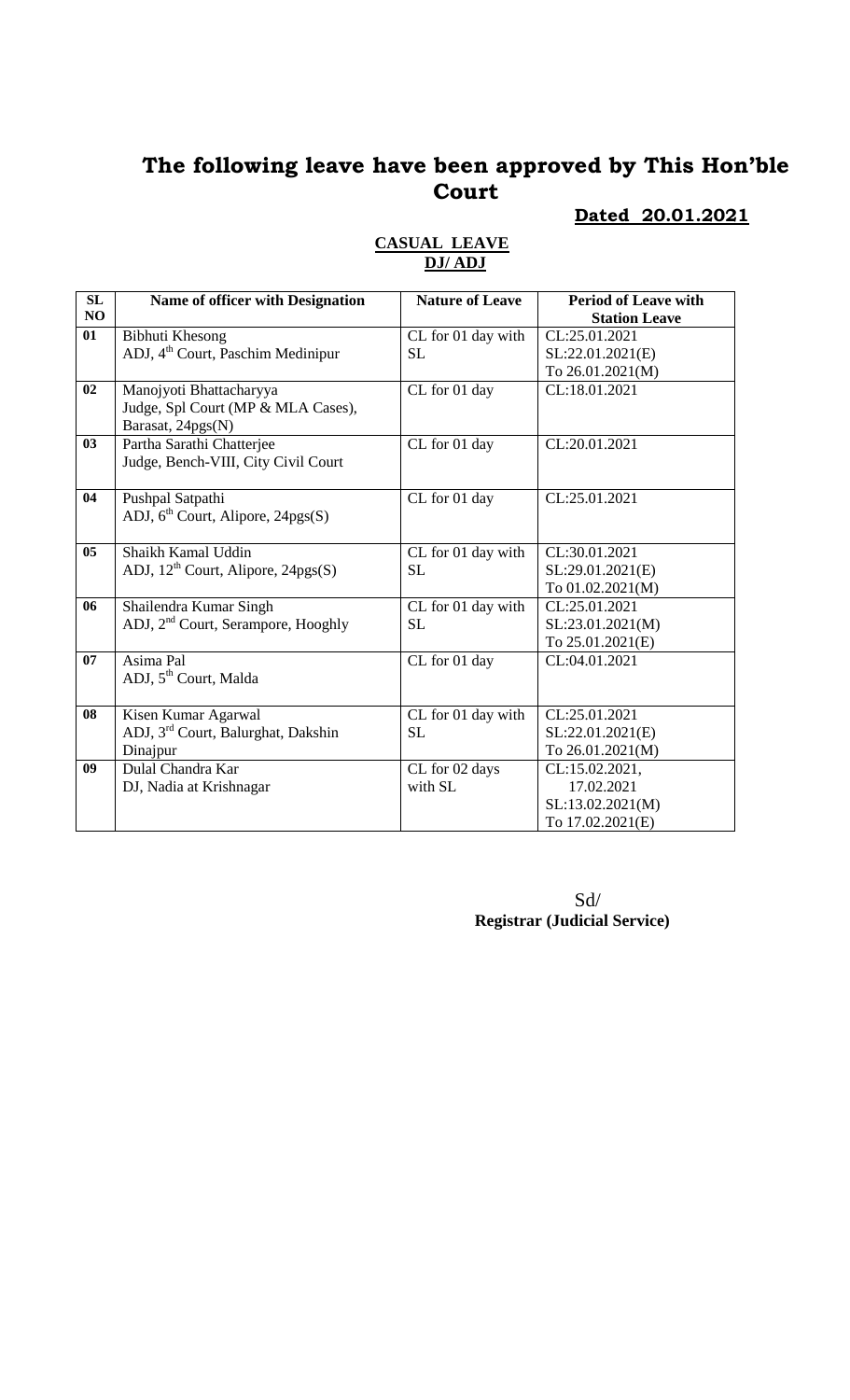# The following leave have been approved by This Hon'ble Court

**Dated 20.01.2021**

**CASUAL LEAVE**
**DJ/ ADJ**

| SL NO | Name of officer with Designation | Nature of Leave | Period of Leave with Station Leave |
|---|---|---|---|
| 01 | Bibhuti Khesong<br>ADJ, 4th Court, Paschim Medinipur | CL for 01 day with SL | CL:25.01.2021<br>SL:22.01.2021(E)<br>To 26.01.2021(M) |
| 02 | Manojyoti Bhattacharyya<br>Judge, Spl Court (MP & MLA Cases), Barasat, 24pgs(N) | CL for 01 day | CL:18.01.2021 |
| 03 | Partha Sarathi Chatterjee<br>Judge, Bench-VIII, City Civil Court | CL for 01 day | CL:20.01.2021 |
| 04 | Pushpal Satpathi<br>ADJ, 6th Court, Alipore, 24pgs(S) | CL for 01 day | CL:25.01.2021 |
| 05 | Shaikh Kamal Uddin<br>ADJ, 12th Court, Alipore, 24pgs(S) | CL for 01 day with SL | CL:30.01.2021<br>SL:29.01.2021(E)<br>To 01.02.2021(M) |
| 06 | Shailendra Kumar Singh<br>ADJ, 2nd Court, Serampore, Hooghly | CL for 01 day with SL | CL:25.01.2021<br>SL:23.01.2021(M)<br>To 25.01.2021(E) |
| 07 | Asima Pal<br>ADJ, 5th Court, Malda | CL for 01 day | CL:04.01.2021 |
| 08 | Kisen Kumar Agarwal<br>ADJ, 3rd Court, Balurghat, Dakshin Dinajpur | CL for 01 day with SL | CL:25.01.2021<br>SL:22.01.2021(E)<br>To 26.01.2021(M) |
| 09 | Dulal Chandra Kar<br>DJ, Nadia at Krishnagar | CL for 02 days with SL | CL:15.02.2021,<br>17.02.2021<br>SL:13.02.2021(M)<br>To 17.02.2021(E) |

Sd/
**Registrar (Judicial Service)**